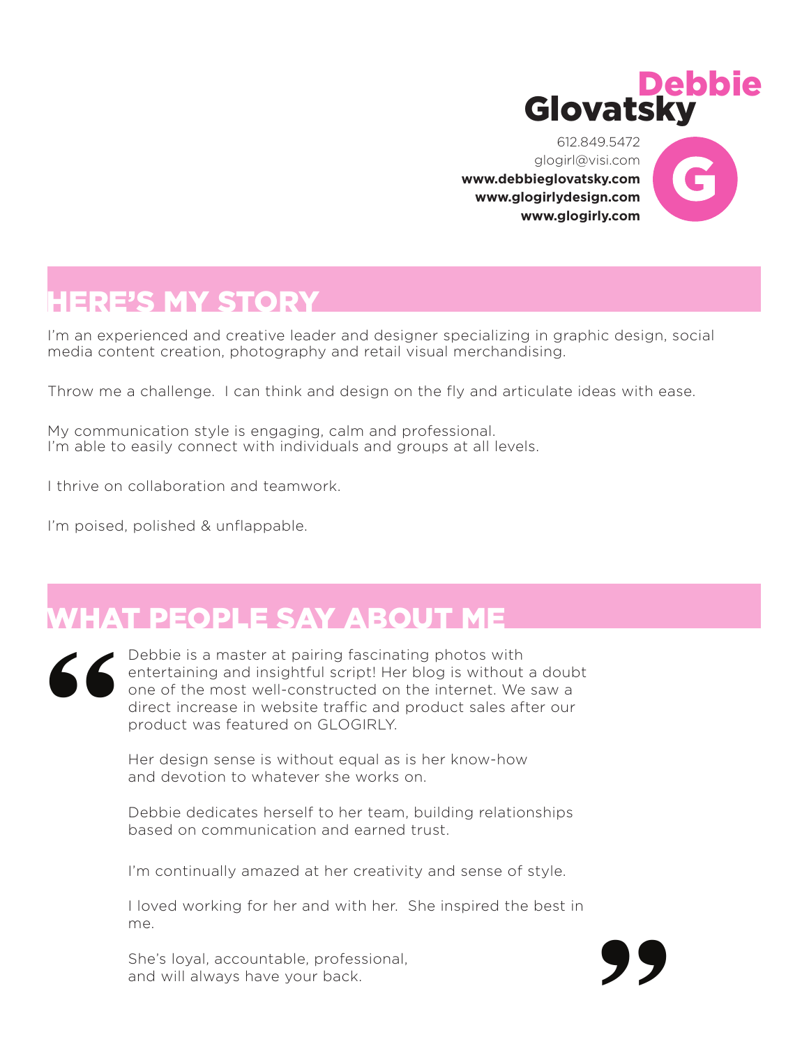# Debbie Glovatsky

612.849.5472
glogirl@visi.com
**www.debbieglovatsky.com**
**www.glogirlydesign.com**
**www.glogirly.com**

## HERE'S MY STORY

I'm an experienced and creative leader and designer specializing in graphic design, social media content creation, photography and retail visual merchandising.

Throw me a challenge. I can think and design on the fly and articulate ideas with ease.

My communication style is engaging, calm and professional.
I'm able to easily connect with individuals and groups at all levels.

I thrive on collaboration and teamwork.

I'm poised, polished & unflappable.

## WHAT PEOPLE SAY ABOUT ME

> Debbie is a master at pairing fascinating photos with entertaining and insightful script! Her blog is without a doubt one of the most well-constructed on the internet. We saw a direct increase in website traffic and product sales after our product was featured on GLOGIRLY.
>
> Her design sense is without equal as is her know-how and devotion to whatever she works on.
>
> Debbie dedicates herself to her team, building relationships based on communication and earned trust.
>
> I'm continually amazed at her creativity and sense of style.
>
> I loved working for her and with her. She inspired the best in me.
>
> She's loyal, accountable, professional, and will always have your back.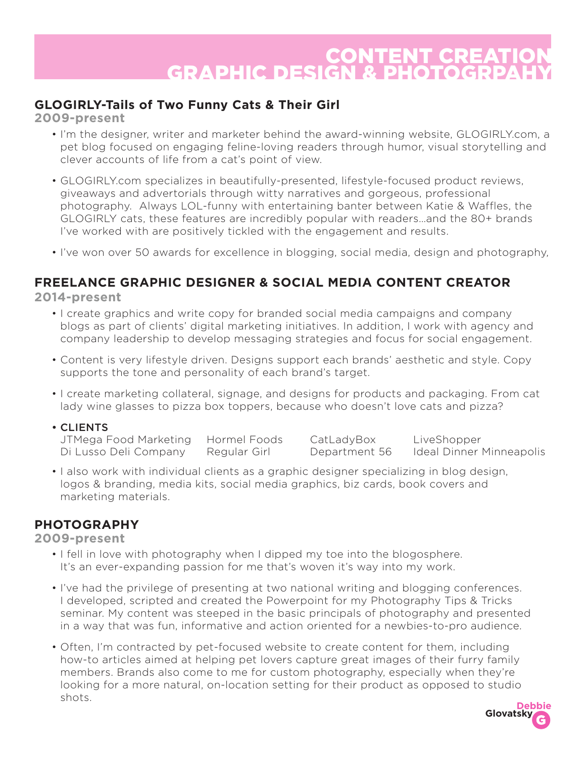# CONTENT CREATION
# GRAPHIC DESIGN & PHOTOGRPAHY

## GLOGIRLY-Tails of Two Funny Cats & Their Girl

**2009-present**

- I'm the designer, writer and marketer behind the award-winning website, GLOGIRLY.com, a pet blog focused on engaging feline-loving readers through humor, visual storytelling and clever accounts of life from a cat's point of view.
- GLOGIRLY.com specializes in beautifully-presented, lifestyle-focused product reviews, giveaways and advertorials through witty narratives and gorgeous, professional photography. Always LOL-funny with entertaining banter between Katie & Waffles, the GLOGIRLY cats, these features are incredibly popular with readers...and the 80+ brands I've worked with are positively tickled with the engagement and results.
- I've won over 50 awards for excellence in blogging, social media, design and photography,

## FREELANCE GRAPHIC DESIGNER & SOCIAL MEDIA CONTENT CREATOR

**2014-present**

- I create graphics and write copy for branded social media campaigns and company blogs as part of clients' digital marketing initiatives. In addition, I work with agency and company leadership to develop messaging strategies and focus for social engagement.
- Content is very lifestyle driven. Designs support each brands' aesthetic and style. Copy supports the tone and personality of each brand's target.
- I create marketing collateral, signage, and designs for products and packaging. From cat lady wine glasses to pizza box toppers, because who doesn't love cats and pizza?
- CLIENTS

| | | | |
|---|---|---|---|
| JTMega Food Marketing | Hormel Foods | CatLadyBox | LiveShopper |
| Di Lusso Deli Company | Regular Girl | Department 56 | Ideal Dinner Minneapolis |

- I also work with individual clients as a graphic designer specializing in blog design, logos & branding, media kits, social media graphics, biz cards, book covers and marketing materials.

## PHOTOGRAPHY

**2009-present**

- I fell in love with photography when I dipped my toe into the blogosphere. It's an ever-expanding passion for me that's woven it's way into my work.
- I've had the privilege of presenting at two national writing and blogging conferences. I developed, scripted and created the Powerpoint for my Photography Tips & Tricks seminar. My content was steeped in the basic principals of photography and presented in a way that was fun, informative and action oriented for a newbies-to-pro audience.
- Often, I'm contracted by pet-focused website to create content for them, including how-to articles aimed at helping pet lovers capture great images of their furry family members. Brands also come to me for custom photography, especially when they're looking for a more natural, on-location setting for their product as opposed to studio shots.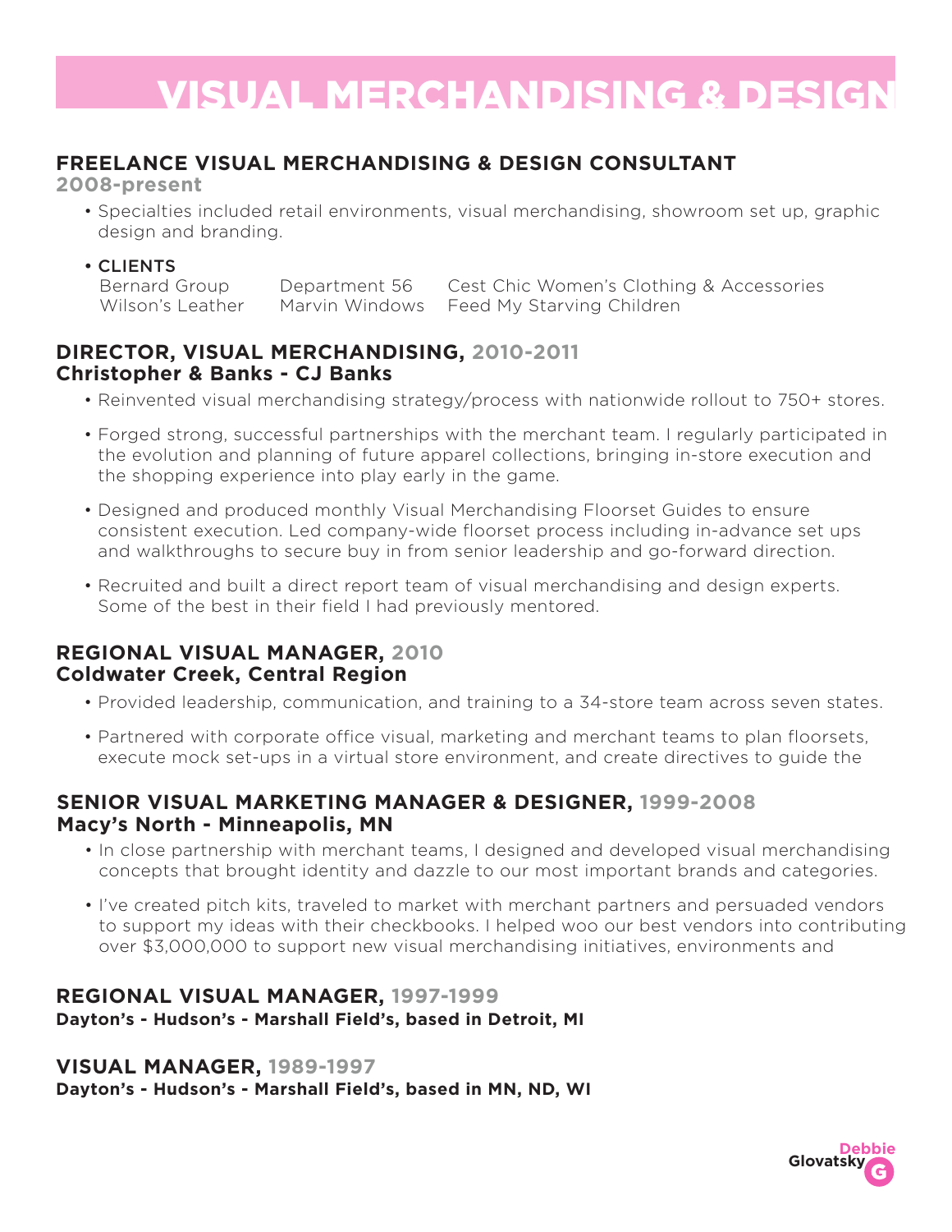# VISUAL MERCHANDISING & DESIGN

## FREELANCE VISUAL MERCHANDISING & DESIGN CONSULTANT

**2008-present**

- Specialties included retail environments, visual merchandising, showroom set up, graphic design and branding.
- CLIENTS

  Bernard Group, Wilson's Leather, Department 56, Marvin Windows, Cest Chic Women's Clothing & Accessories, Feed My Starving Children

## DIRECTOR, VISUAL MERCHANDISING, 2010-2011

**Christopher & Banks - CJ Banks**

- Reinvented visual merchandising strategy/process with nationwide rollout to 750+ stores.
- Forged strong, successful partnerships with the merchant team. I regularly participated in the evolution and planning of future apparel collections, bringing in-store execution and the shopping experience into play early in the game.
- Designed and produced monthly Visual Merchandising Floorset Guides to ensure consistent execution. Led company-wide floorset process including in-advance set ups and walkthroughs to secure buy in from senior leadership and go-forward direction.
- Recruited and built a direct report team of visual merchandising and design experts. Some of the best in their field I had previously mentored.

## REGIONAL VISUAL MANAGER, 2010

**Coldwater Creek, Central Region**

- Provided leadership, communication, and training to a 34-store team across seven states.
- Partnered with corporate office visual, marketing and merchant teams to plan floorsets, execute mock set-ups in a virtual store environment, and create directives to guide the

## SENIOR VISUAL MARKETING MANAGER & DESIGNER, 1999-2008

**Macy's North - Minneapolis, MN**

- In close partnership with merchant teams, I designed and developed visual merchandising concepts that brought identity and dazzle to our most important brands and categories.
- I've created pitch kits, traveled to market with merchant partners and persuaded vendors to support my ideas with their checkbooks. I helped woo our best vendors into contributing over $3,000,000 to support new visual merchandising initiatives, environments and

## REGIONAL VISUAL MANAGER, 1997-1999

**Dayton's - Hudson's - Marshall Field's, based in Detroit, MI**

## VISUAL MANAGER, 1989-1997

**Dayton's - Hudson's - Marshall Field's, based in MN, ND, WI**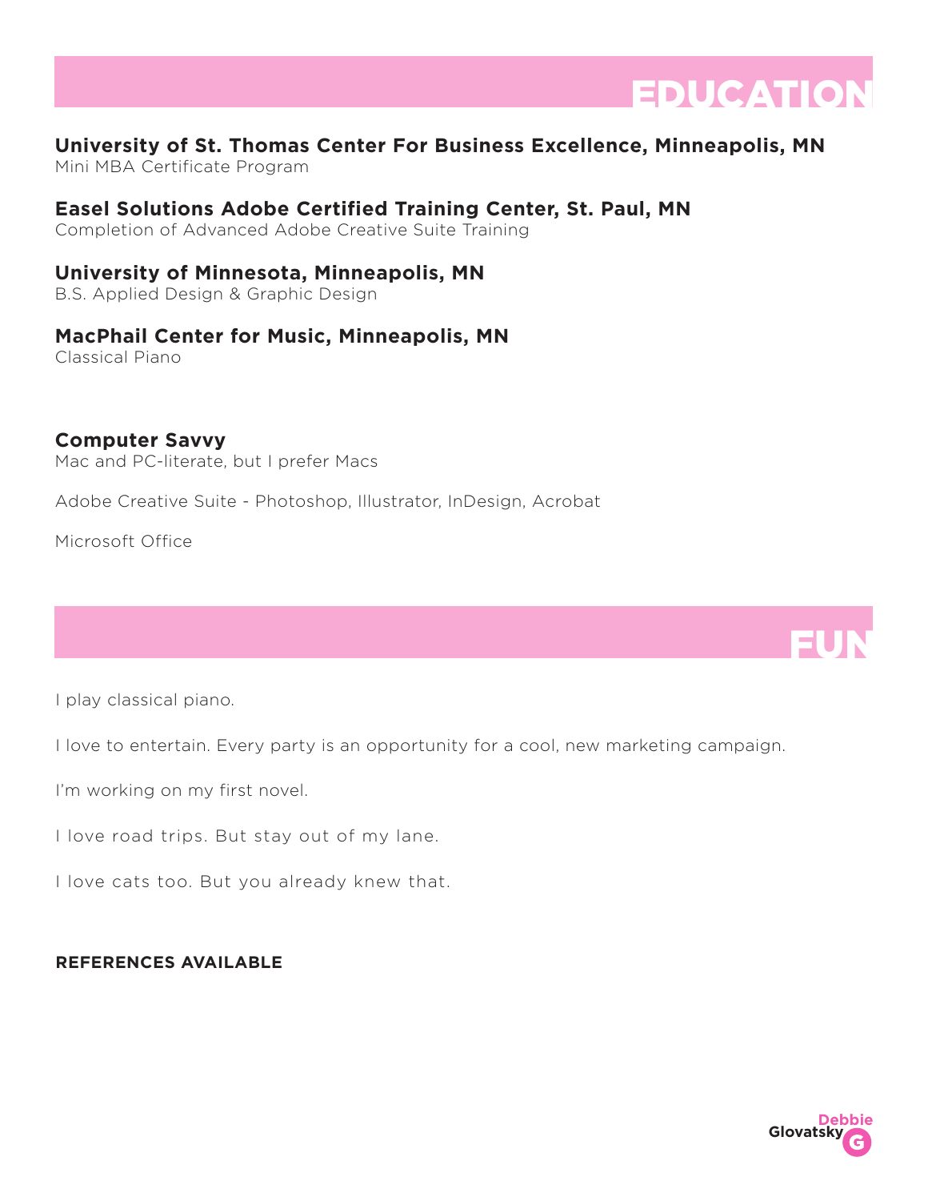## EDUCATION

**University of St. Thomas Center For Business Excellence, Minneapolis, MN**
Mini MBA Certificate Program

**Easel Solutions Adobe Certified Training Center, St. Paul, MN**
Completion of Advanced Adobe Creative Suite Training

**University of Minnesota, Minneapolis, MN**
B.S. Applied Design & Graphic Design

**MacPhail Center for Music, Minneapolis, MN**
Classical Piano

**Computer Savvy**
Mac and PC-literate, but I prefer Macs

Adobe Creative Suite - Photoshop, Illustrator, InDesign, Acrobat

Microsoft Office

## FUN

I play classical piano.

I love to entertain. Every party is an opportunity for a cool, new marketing campaign.

I'm working on my first novel.

I love road trips. But stay out of my lane.

I love cats too. But you already knew that.

**REFERENCES AVAILABLE**